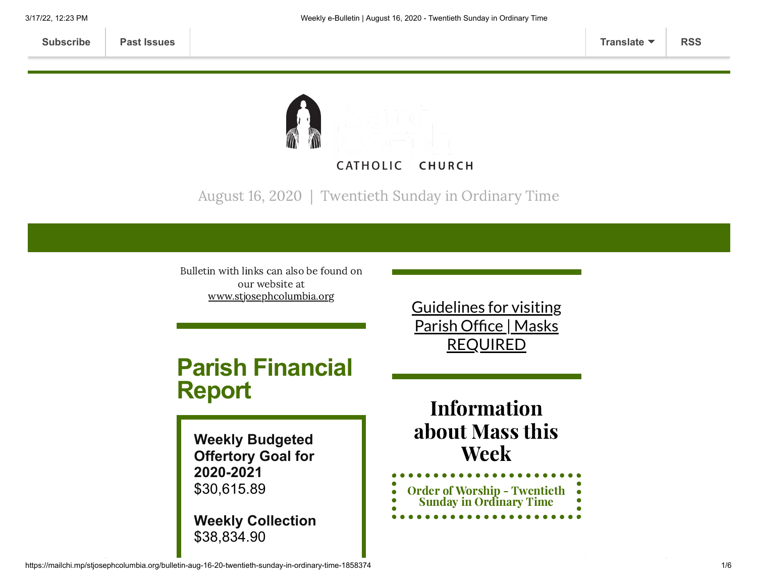Subscribe | Past Issues | Translate | RSS

CATHOLIC CHURCH

August 16, 2020 | Twentieth Sunday in Ordinary Time

Bulletin with links can also be found on our website at www.stjosephcolumbia.org

# Parish Financial Report

**Weekly Budgeted Offertory Goal for 2020-2021**
$30,615.89

**Weekly Collection**
$38,834.90

Guidelines for visiting Parish Office | Masks REQUIRED

# Information about Mass this Week

Order of Worship - Twentieth Sunday in Ordinary Time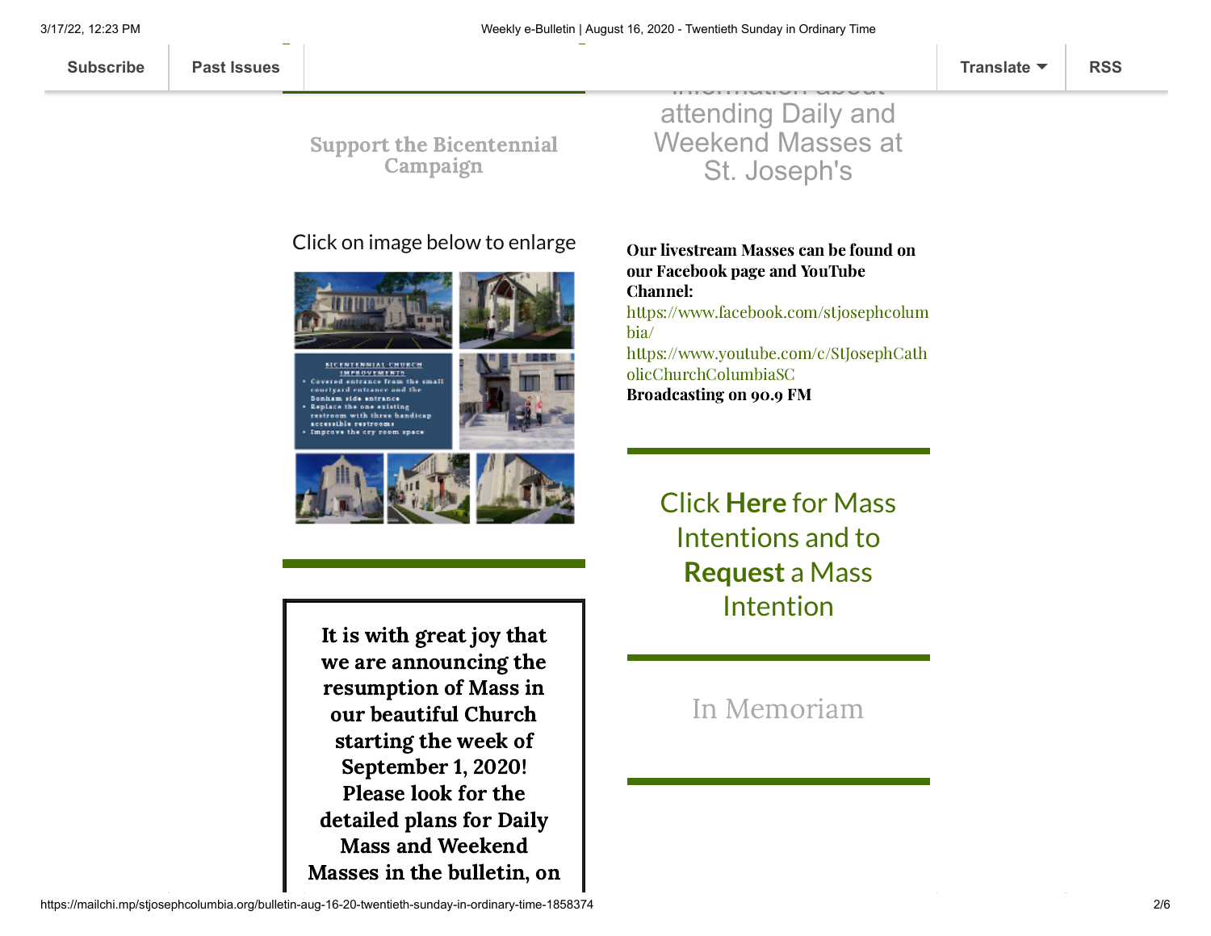Subscribe | Past Issues | Translate | RSS

## Support the Bicentennial Campaign

Click on image below to enlarge

BICENTENNIAL CHURCH IMPROVEMENTS
- Covered entrance from the small courtyard entrance and the Bonham side entrance
- Replace the one existing restroom with three handicap accessible restrooms
- Improve the cry room space

**It is with great joy that we are announcing the resumption of Mass in our beautiful Church starting the week of September 1, 2020! Please look for the detailed plans for Daily Mass and Weekend Masses in the bulletin, on**

## Information about attending Daily and Weekend Masses at St. Joseph's

**Our livestream Masses can be found on our Facebook page and YouTube Channel:**
https://www.facebook.com/stjosephcolumbia/
https://www.youtube.com/c/StJosephCatholicChurchColumbiaSC
**Broadcasting on 90.9 FM**

## Click **Here** for Mass Intentions and to **Request** a Mass Intention

## In Memoriam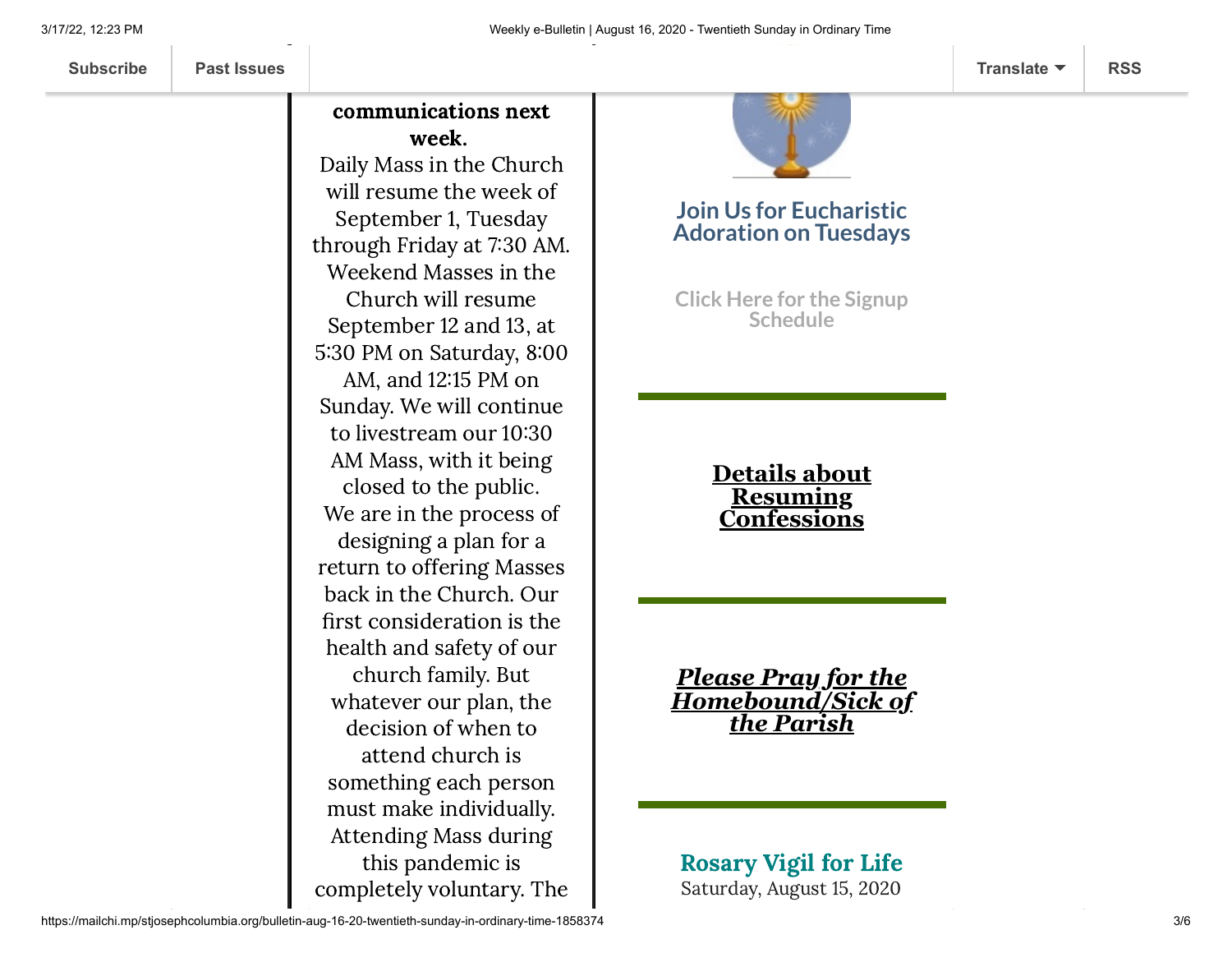**communications next week.**

Daily Mass in the Church will resume the week of September 1, Tuesday through Friday at 7:30 AM. Weekend Masses in the Church will resume September 12 and 13, at 5:30 PM on Saturday, 8:00 AM, and 12:15 PM on Sunday. We will continue to livestream our 10:30 AM Mass, with it being closed to the public. We are in the process of designing a plan for a return to offering Masses back in the Church. Our first consideration is the health and safety of our church family. But whatever our plan, the decision of when to attend church is something each person must make individually. Attending Mass during this pandemic is completely voluntary. The

## Join Us for Eucharistic Adoration on Tuesdays

Click Here for the Signup Schedule

---

## **Details about Resuming Confessions**

---

## ***Please Pray for the Homebound/Sick of the Parish***

---

## Rosary Vigil for Life

Saturday, August 15, 2020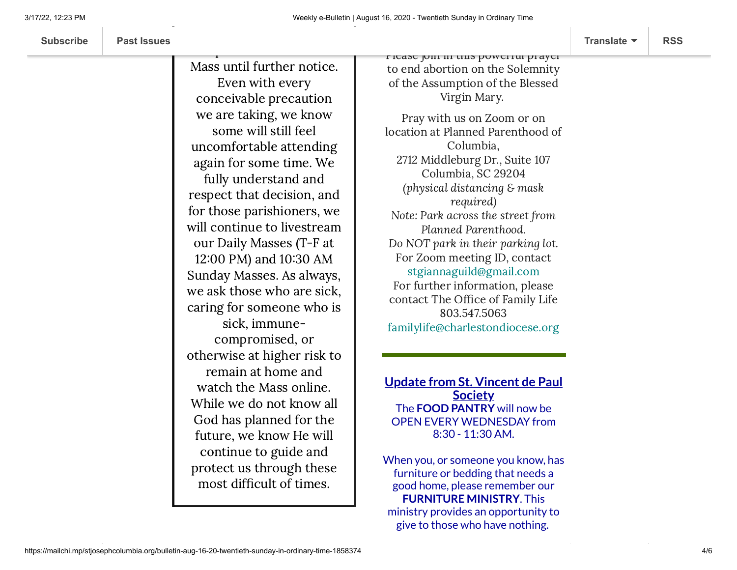Mass until further notice. Even with every conceivable precaution we are taking, we know some will still feel uncomfortable attending again for some time. We fully understand and respect that decision, and for those parishioners, we will continue to livestream our Daily Masses (T-F at 12:00 PM) and 10:30 AM Sunday Masses. As always, we ask those who are sick, caring for someone who is sick, immune-compromised, or otherwise at higher risk to remain at home and watch the Mass online. While we do not know all God has planned for the future, we know He will continue to guide and protect us through these most difficult of times.

Please join in this powerful prayer to end abortion on the Solemnity of the Assumption of the Blessed Virgin Mary.

Pray with us on Zoom or on location at Planned Parenthood of Columbia,
2712 Middleburg Dr., Suite 107
Columbia, SC 29204
*(physical distancing & mask required)*
*Note: Park across the street from Planned Parenthood.*
*Do NOT park in their parking lot.*
For Zoom meeting ID, contact
stgiannaguild@gmail.com
For further information, please contact The Office of Family Life
803.547.5063
familylife@charlestondiocese.org

## Update from St. Vincent de Paul Society

The **FOOD PANTRY** will now be OPEN EVERY WEDNESDAY from 8:30 - 11:30 AM.

When you, or someone you know, has furniture or bedding that needs a good home, please remember our **FURNITURE MINISTRY**. This ministry provides an opportunity to give to those who have nothing.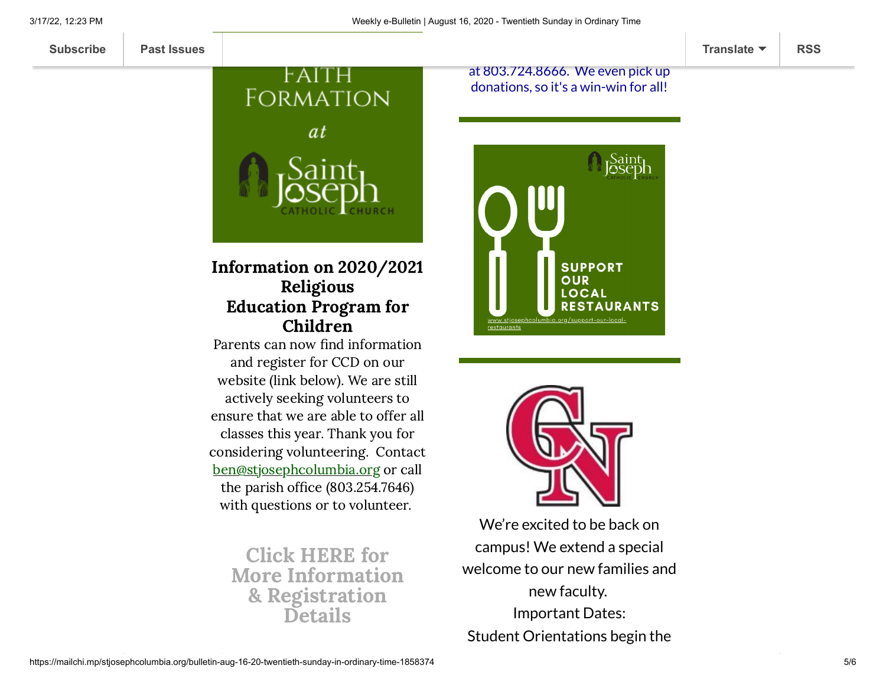Subscribe | Past Issues | Translate | RSS

FAITH FORMATION at Saint Joseph CATHOLIC CHURCH

### Information on 2020/2021 Religious Education Program for Children

Parents can now find information and register for CCD on our website (link below). We are still actively seeking volunteers to ensure that we are able to offer all classes this year. Thank you for considering volunteering. Contact ben@stjosephcolumbia.org or call the parish office (803.254.7646) with questions or to volunteer.

**Click HERE for More Information & Registration Details**

at 803.724.8666. We even pick up donations, so it's a win-win for all!

Saint Joseph CATHOLIC CHURCH

SUPPORT OUR LOCAL RESTAURANTS

www.stjosephcolumbia.org/support-our-local-restaurants

We're excited to be back on campus! We extend a special welcome to our new families and new faculty.

Important Dates:

Student Orientations begin the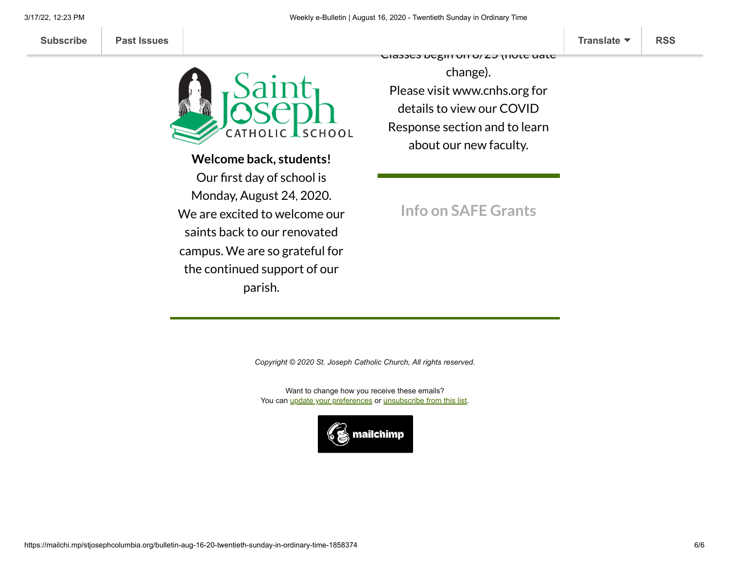Subscribe | Past Issues | Translate | RSS

Classes begin on 8/25 (note date change).

Please visit www.cnhs.org for details to view our COVID Response section and to learn about our new faculty.

**Info on SAFE Grants**

Saint Joseph CATHOLIC SCHOOL

**Welcome back, students!**

Our first day of school is Monday, August 24, 2020. We are excited to welcome our saints back to our renovated campus. We are so grateful for the continued support of our parish.

---

*Copyright © 2020 St. Joseph Catholic Church, All rights reserved.*

Want to change how you receive these emails?
You can update your preferences or unsubscribe from this list.

mailchimp